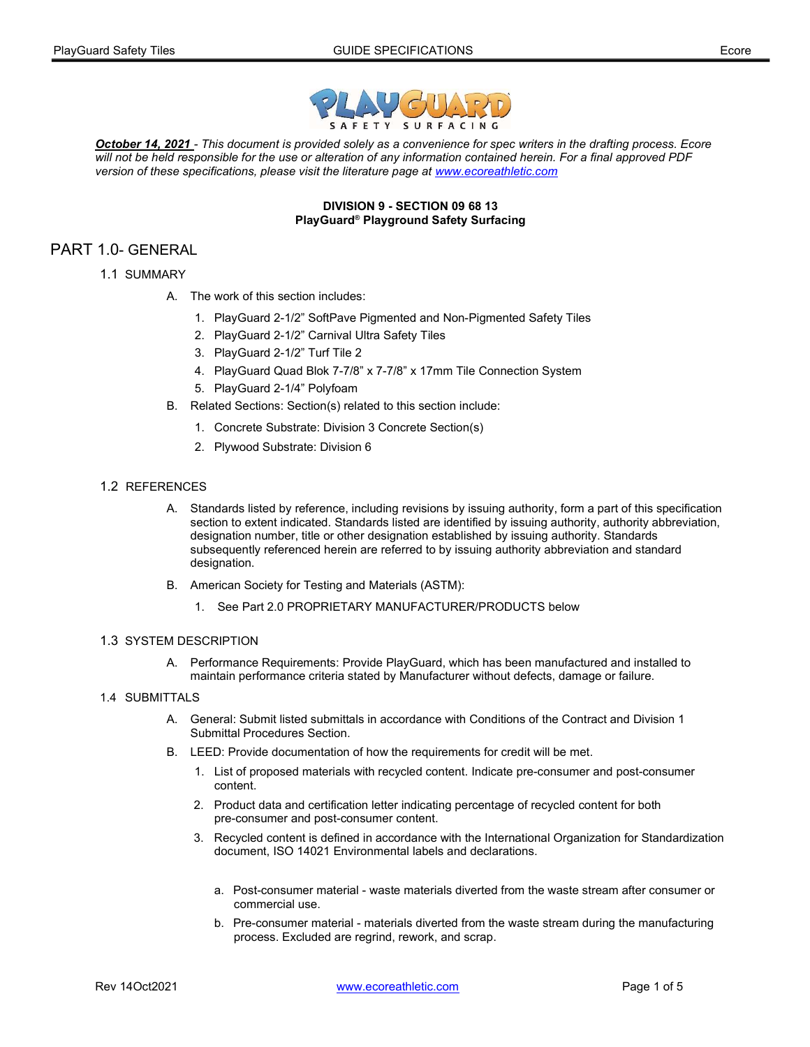*__October 14, 2021__ - This document is provided solely as a convenience for spec writers in the drafting process. Ecore will not be held responsible for the use or alteration of any information contained herein. For a final approved PDF version of these specifications, please visit the literature page at www.ecoreathletic.com*

**DIVISION 9 - SECTION 09 68 13**
**PlayGuard® Playground Safety Surfacing**

# PART 1.0- GENERAL

## 1.1 SUMMARY

A. The work of this section includes:

1. PlayGuard 2-1/2" SoftPave Pigmented and Non-Pigmented Safety Tiles
2. PlayGuard 2-1/2" Carnival Ultra Safety Tiles
3. PlayGuard 2-1/2" Turf Tile 2
4. PlayGuard Quad Blok 7-7/8" x 7-7/8" x 17mm Tile Connection System
5. PlayGuard 2-1/4" Polyfoam

B. Related Sections: Section(s) related to this section include:

1. Concrete Substrate: Division 3 Concrete Section(s)
2. Plywood Substrate: Division 6

## 1.2 REFERENCES

A. Standards listed by reference, including revisions by issuing authority, form a part of this specification section to extent indicated. Standards listed are identified by issuing authority, authority abbreviation, designation number, title or other designation established by issuing authority. Standards subsequently referenced herein are referred to by issuing authority abbreviation and standard designation.

B. American Society for Testing and Materials (ASTM):

1. See Part 2.0 PROPRIETARY MANUFACTURER/PRODUCTS below

## 1.3 SYSTEM DESCRIPTION

A. Performance Requirements: Provide PlayGuard, which has been manufactured and installed to maintain performance criteria stated by Manufacturer without defects, damage or failure.

## 1.4 SUBMITTALS

A. General: Submit listed submittals in accordance with Conditions of the Contract and Division 1 Submittal Procedures Section.

B. LEED: Provide documentation of how the requirements for credit will be met.

1. List of proposed materials with recycled content. Indicate pre-consumer and post-consumer content.
2. Product data and certification letter indicating percentage of recycled content for both pre-consumer and post-consumer content.
3. Recycled content is defined in accordance with the International Organization for Standardization document, ISO 14021 Environmental labels and declarations.
   a. Post-consumer material - waste materials diverted from the waste stream after consumer or commercial use.
   b. Pre-consumer material - materials diverted from the waste stream during the manufacturing process. Excluded are regrind, rework, and scrap.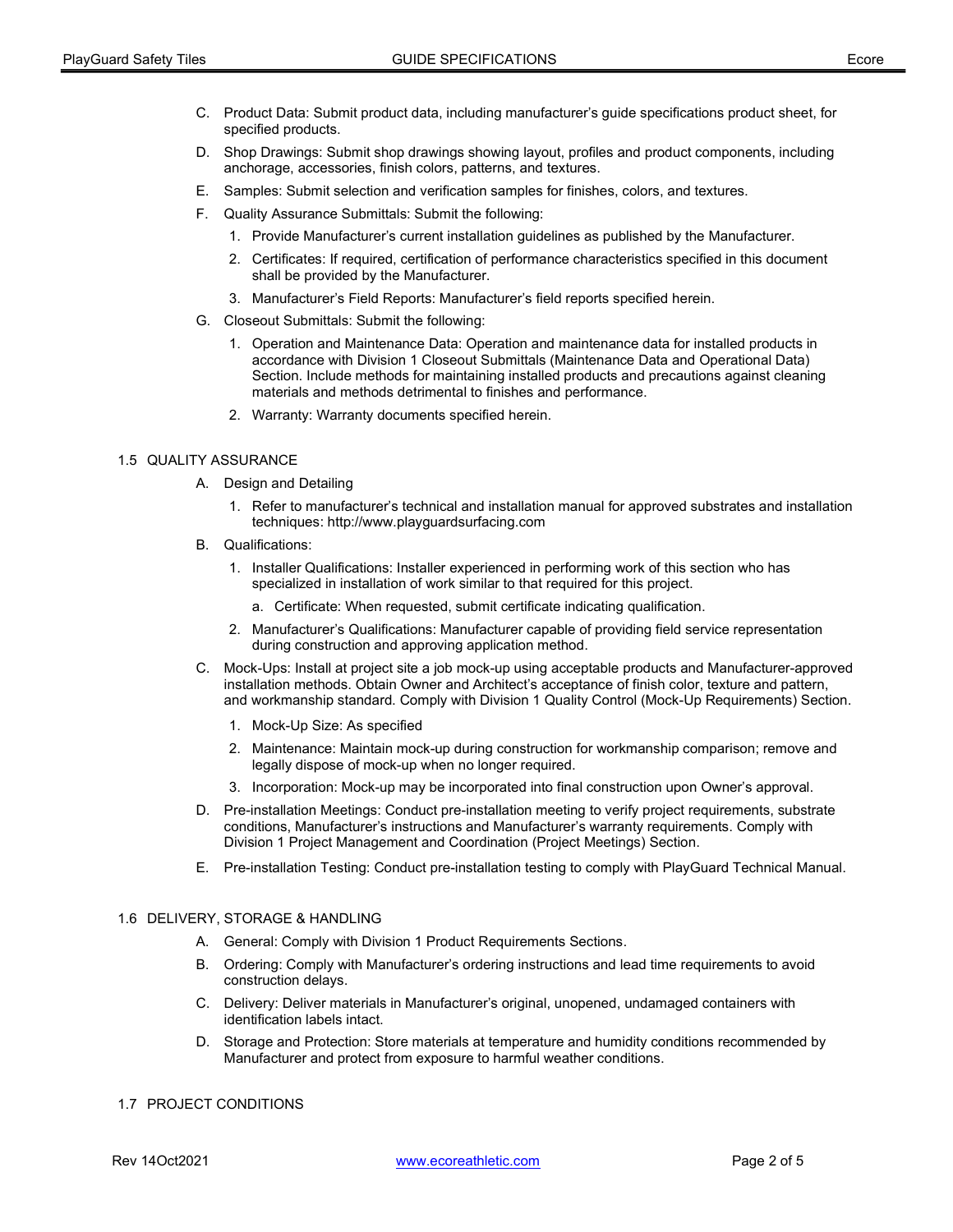C. Product Data: Submit product data, including manufacturer's guide specifications product sheet, for specified products.

D. Shop Drawings: Submit shop drawings showing layout, profiles and product components, including anchorage, accessories, finish colors, patterns, and textures.

E. Samples: Submit selection and verification samples for finishes, colors, and textures.

F. Quality Assurance Submittals: Submit the following:

1. Provide Manufacturer's current installation guidelines as published by the Manufacturer.
2. Certificates: If required, certification of performance characteristics specified in this document shall be provided by the Manufacturer.
3. Manufacturer's Field Reports: Manufacturer's field reports specified herein.

G. Closeout Submittals: Submit the following:

1. Operation and Maintenance Data: Operation and maintenance data for installed products in accordance with Division 1 Closeout Submittals (Maintenance Data and Operational Data) Section. Include methods for maintaining installed products and precautions against cleaning materials and methods detrimental to finishes and performance.
2. Warranty: Warranty documents specified herein.

## 1.5 QUALITY ASSURANCE

A. Design and Detailing

1. Refer to manufacturer's technical and installation manual for approved substrates and installation techniques: http://www.playguardsurfacing.com

B. Qualifications:

1. Installer Qualifications: Installer experienced in performing work of this section who has specialized in installation of work similar to that required for this project.
   a. Certificate: When requested, submit certificate indicating qualification.
2. Manufacturer's Qualifications: Manufacturer capable of providing field service representation during construction and approving application method.

C. Mock-Ups: Install at project site a job mock-up using acceptable products and Manufacturer-approved installation methods. Obtain Owner and Architect's acceptance of finish color, texture and pattern, and workmanship standard. Comply with Division 1 Quality Control (Mock-Up Requirements) Section.

1. Mock-Up Size: As specified
2. Maintenance: Maintain mock-up during construction for workmanship comparison; remove and legally dispose of mock-up when no longer required.
3. Incorporation: Mock-up may be incorporated into final construction upon Owner's approval.

D. Pre-installation Meetings: Conduct pre-installation meeting to verify project requirements, substrate conditions, Manufacturer's instructions and Manufacturer's warranty requirements. Comply with Division 1 Project Management and Coordination (Project Meetings) Section.

E. Pre-installation Testing: Conduct pre-installation testing to comply with PlayGuard Technical Manual.

## 1.6 DELIVERY, STORAGE & HANDLING

A. General: Comply with Division 1 Product Requirements Sections.

B. Ordering: Comply with Manufacturer's ordering instructions and lead time requirements to avoid construction delays.

C. Delivery: Deliver materials in Manufacturer's original, unopened, undamaged containers with identification labels intact.

D. Storage and Protection: Store materials at temperature and humidity conditions recommended by Manufacturer and protect from exposure to harmful weather conditions.

## 1.7 PROJECT CONDITIONS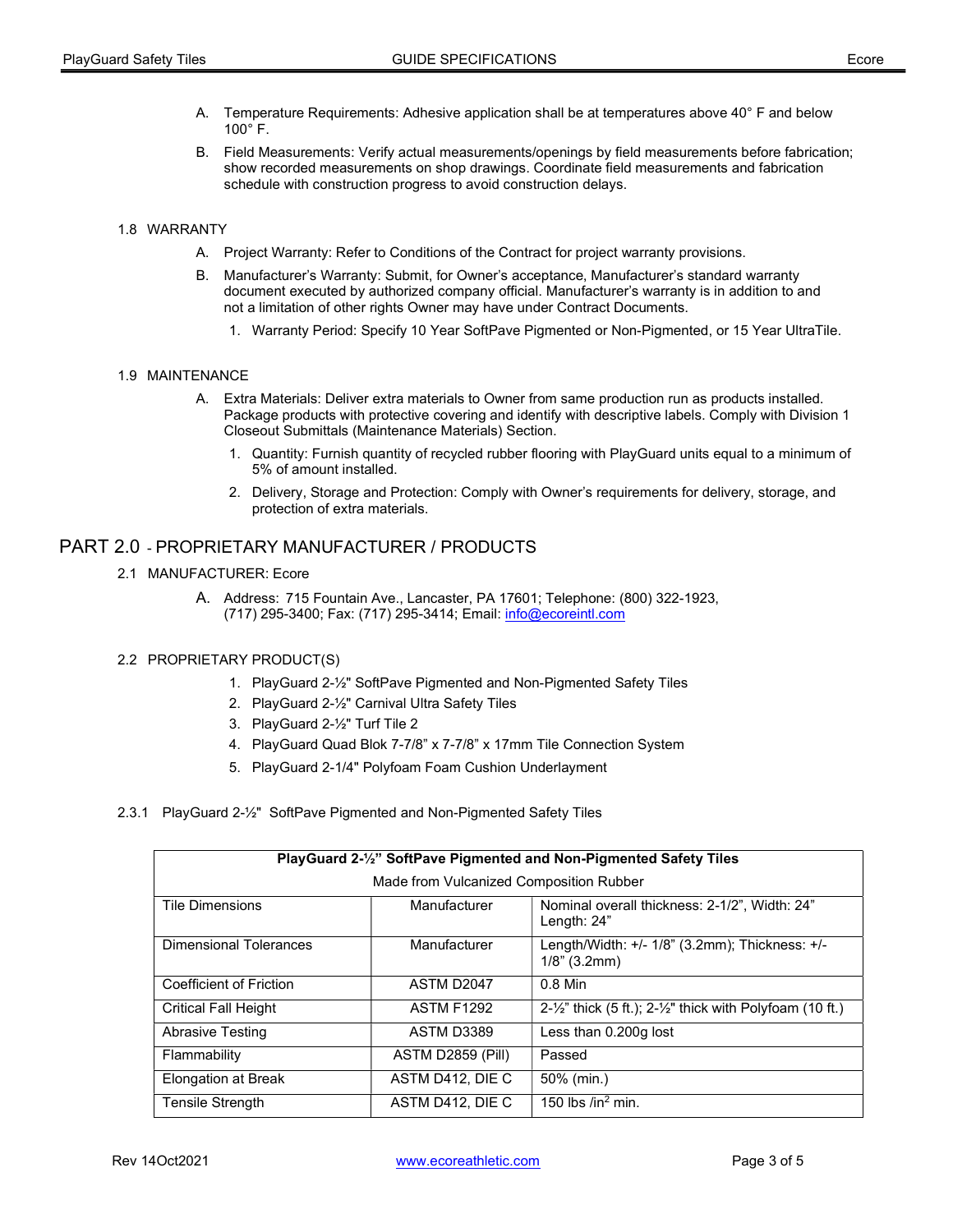A. Temperature Requirements: Adhesive application shall be at temperatures above 40° F and below 100° F.

B. Field Measurements: Verify actual measurements/openings by field measurements before fabrication; show recorded measurements on shop drawings. Coordinate field measurements and fabrication schedule with construction progress to avoid construction delays.

### 1.8 WARRANTY

A. Project Warranty: Refer to Conditions of the Contract for project warranty provisions.

B. Manufacturer's Warranty: Submit, for Owner's acceptance, Manufacturer's standard warranty document executed by authorized company official. Manufacturer's warranty is in addition to and not a limitation of other rights Owner may have under Contract Documents.

1. Warranty Period: Specify 10 Year SoftPave Pigmented or Non-Pigmented, or 15 Year UltraTile.

### 1.9 MAINTENANCE

A. Extra Materials: Deliver extra materials to Owner from same production run as products installed. Package products with protective covering and identify with descriptive labels. Comply with Division 1 Closeout Submittals (Maintenance Materials) Section.

1. Quantity: Furnish quantity of recycled rubber flooring with PlayGuard units equal to a minimum of 5% of amount installed.
2. Delivery, Storage and Protection: Comply with Owner's requirements for delivery, storage, and protection of extra materials.

## PART 2.0 - PROPRIETARY MANUFACTURER / PRODUCTS

### 2.1 MANUFACTURER: Ecore

A. Address: 715 Fountain Ave., Lancaster, PA 17601; Telephone: (800) 322-1923, (717) 295-3400; Fax: (717) 295-3414; Email: info@ecoreintl.com

### 2.2 PROPRIETARY PRODUCT(S)

1. PlayGuard 2-½" SoftPave Pigmented and Non-Pigmented Safety Tiles
2. PlayGuard 2-½" Carnival Ultra Safety Tiles
3. PlayGuard 2-½" Turf Tile 2
4. PlayGuard Quad Blok 7-7/8" x 7-7/8" x 17mm Tile Connection System
5. PlayGuard 2-1/4" Polyfoam Foam Cushion Underlayment

### 2.3.1 PlayGuard 2-½" SoftPave Pigmented and Non-Pigmented Safety Tiles

| PlayGuard 2-½" SoftPave Pigmented and Non-Pigmented Safety Tiles | | |
|---|---|---|
| Made from Vulcanized Composition Rubber | | |
| Tile Dimensions | Manufacturer | Nominal overall thickness: 2-1/2", Width: 24" Length: 24" |
| Dimensional Tolerances | Manufacturer | Length/Width: +/- 1/8" (3.2mm); Thickness: +/- 1/8" (3.2mm) |
| Coefficient of Friction | ASTM D2047 | 0.8 Min |
| Critical Fall Height | ASTM F1292 | 2-½" thick (5 ft.); 2-½" thick with Polyfoam (10 ft.) |
| Abrasive Testing | ASTM D3389 | Less than 0.200g lost |
| Flammability | ASTM D2859 (Pill) | Passed |
| Elongation at Break | ASTM D412, DIE C | 50% (min.) |
| Tensile Strength | ASTM D412, DIE C | 150 lbs /in$^2$ min. |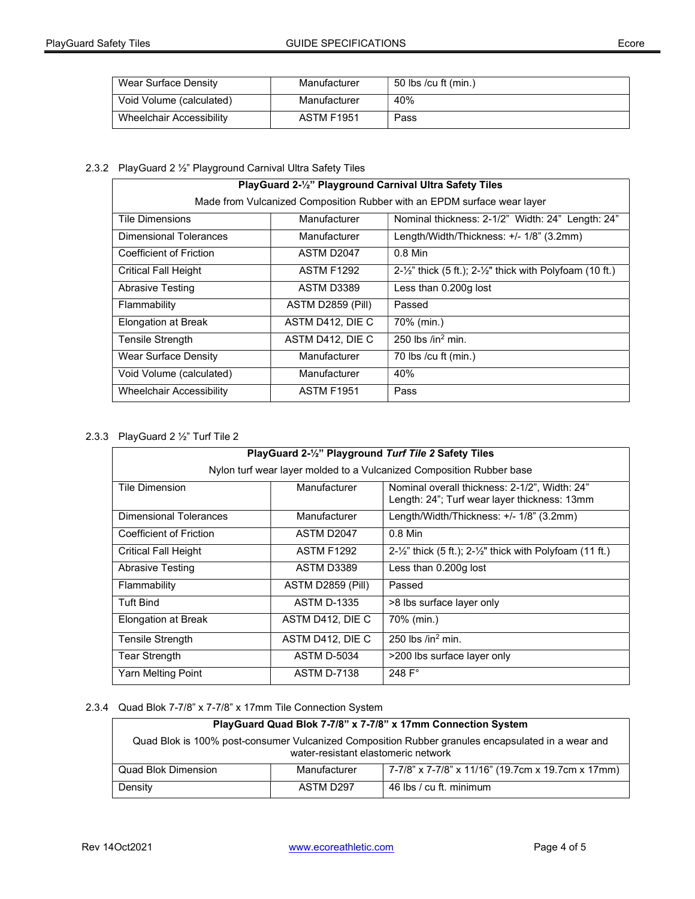| | | |
|---|---|---|
| Wear Surface Density | Manufacturer | 50 lbs /cu ft (min.) |
| Void Volume (calculated) | Manufacturer | 40% |
| Wheelchair Accessibility | ASTM F1951 | Pass |

2.3.2 PlayGuard 2 ½" Playground Carnival Ultra Safety Tiles

| **PlayGuard 2-½" Playground Carnival Ultra Safety Tiles** | | |
|---|---|---|
| Made from Vulcanized Composition Rubber with an EPDM surface wear layer | | |
| Tile Dimensions | Manufacturer | Nominal thickness: 2-1/2" Width: 24" Length: 24" |
| Dimensional Tolerances | Manufacturer | Length/Width/Thickness: +/- 1/8" (3.2mm) |
| Coefficient of Friction | ASTM D2047 | 0.8 Min |
| Critical Fall Height | ASTM F1292 | 2-½" thick (5 ft.); 2-½" thick with Polyfoam (10 ft.) |
| Abrasive Testing | ASTM D3389 | Less than 0.200g lost |
| Flammability | ASTM D2859 (Pill) | Passed |
| Elongation at Break | ASTM D412, DIE C | 70% (min.) |
| Tensile Strength | ASTM D412, DIE C | 250 lbs /in$^2$ min. |
| Wear Surface Density | Manufacturer | 70 lbs /cu ft (min.) |
| Void Volume (calculated) | Manufacturer | 40% |
| Wheelchair Accessibility | ASTM F1951 | Pass |

2.3.3 PlayGuard 2 ½" Turf Tile 2

| **PlayGuard 2-½" Playground *Turf Tile 2* Safety Tiles** | | |
|---|---|---|
| Nylon turf wear layer molded to a Vulcanized Composition Rubber base | | |
| Tile Dimension | Manufacturer | Nominal overall thickness: 2-1/2", Width: 24" Length: 24"; Turf wear layer thickness: 13mm |
| Dimensional Tolerances | Manufacturer | Length/Width/Thickness: +/- 1/8" (3.2mm) |
| Coefficient of Friction | ASTM D2047 | 0.8 Min |
| Critical Fall Height | ASTM F1292 | 2-½" thick (5 ft.); 2-½" thick with Polyfoam (11 ft.) |
| Abrasive Testing | ASTM D3389 | Less than 0.200g lost |
| Flammability | ASTM D2859 (Pill) | Passed |
| Tuft Bind | ASTM D-1335 | >8 lbs surface layer only |
| Elongation at Break | ASTM D412, DIE C | 70% (min.) |
| Tensile Strength | ASTM D412, DIE C | 250 lbs /in$^2$ min. |
| Tear Strength | ASTM D-5034 | >200 lbs surface layer only |
| Yarn Melting Point | ASTM D-7138 | 248 F° |

2.3.4 Quad Blok 7-7/8" x 7-7/8" x 17mm Tile Connection System

| **PlayGuard Quad Blok 7-7/8" x 7-7/8" x 17mm Connection System** | | |
|---|---|---|
| Quad Blok is 100% post-consumer Vulcanized Composition Rubber granules encapsulated in a wear and water-resistant elastomeric network | | |
| Quad Blok Dimension | Manufacturer | 7-7/8" x 7-7/8" x 11/16" (19.7cm x 19.7cm x 17mm) |
| Density | ASTM D297 | 46 lbs / cu ft. minimum |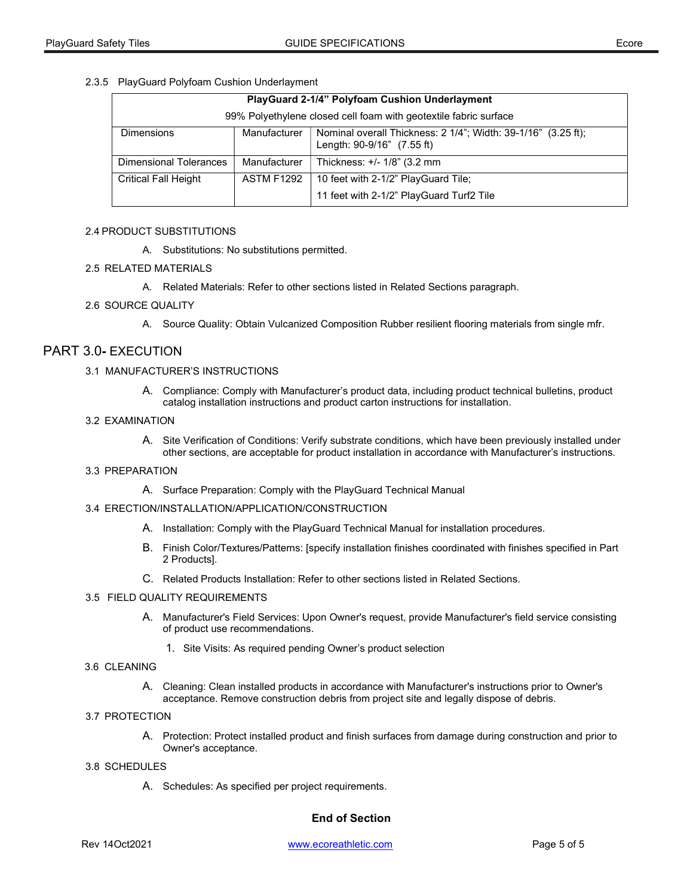2.3.5 PlayGuard Polyfoam Cushion Underlayment

| PlayGuard 2-1/4" Polyfoam Cushion Underlayment | | |
|---|---|---|
| 99% Polyethylene closed cell foam with geotextile fabric surface | | |
| Dimensions | Manufacturer | Nominal overall Thickness: 2 1/4"; Width: 39-1/16" (3.25 ft); Length: 90-9/16" (7.55 ft) |
| Dimensional Tolerances | Manufacturer | Thickness: +/- 1/8" (3.2 mm |
| Critical Fall Height | ASTM F1292 | 10 feet with 2-1/2" PlayGuard Tile; 11 feet with 2-1/2" PlayGuard Turf2 Tile |

2.4 PRODUCT SUBSTITUTIONS

A. Substitutions: No substitutions permitted.

2.5 RELATED MATERIALS

A. Related Materials: Refer to other sections listed in Related Sections paragraph.

2.6 SOURCE QUALITY

A. Source Quality: Obtain Vulcanized Composition Rubber resilient flooring materials from single mfr.

## PART 3.0- EXECUTION

3.1 MANUFACTURER'S INSTRUCTIONS

A. Compliance: Comply with Manufacturer's product data, including product technical bulletins, product catalog installation instructions and product carton instructions for installation.

3.2 EXAMINATION

A. Site Verification of Conditions: Verify substrate conditions, which have been previously installed under other sections, are acceptable for product installation in accordance with Manufacturer's instructions.

3.3 PREPARATION

A. Surface Preparation: Comply with the PlayGuard Technical Manual

3.4 ERECTION/INSTALLATION/APPLICATION/CONSTRUCTION

A. Installation: Comply with the PlayGuard Technical Manual for installation procedures.

B. Finish Color/Textures/Patterns: [specify installation finishes coordinated with finishes specified in Part 2 Products].

C. Related Products Installation: Refer to other sections listed in Related Sections.

3.5 FIELD QUALITY REQUIREMENTS

A. Manufacturer's Field Services: Upon Owner's request, provide Manufacturer's field service consisting of product use recommendations.

1. Site Visits: As required pending Owner's product selection

3.6 CLEANING

A. Cleaning: Clean installed products in accordance with Manufacturer's instructions prior to Owner's acceptance. Remove construction debris from project site and legally dispose of debris.

3.7 PROTECTION

A. Protection: Protect installed product and finish surfaces from damage during construction and prior to Owner's acceptance.

3.8 SCHEDULES

A. Schedules: As specified per project requirements.

**End of Section**